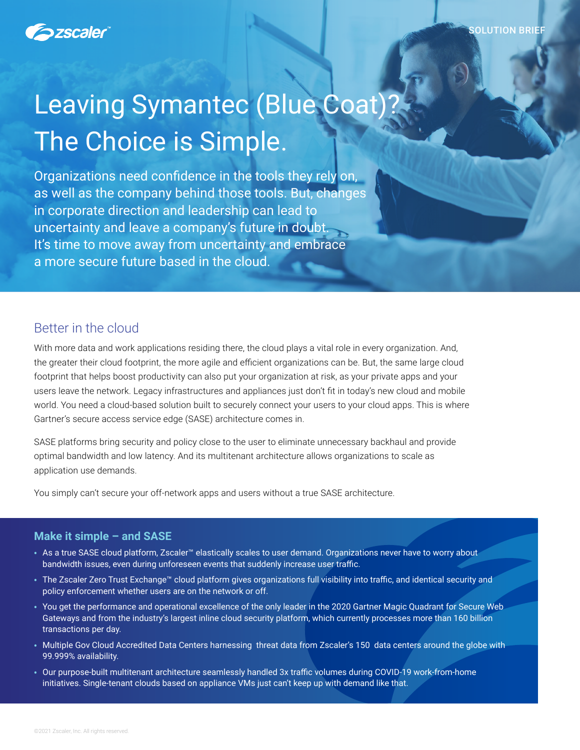SOLUTION BRIEF

# Leaving Symantec (Blue Coat)? The Choice is Simple.

Organizations need confidence in the tools they rely on, as well as the company behind those tools. But, changes in corporate direction and leadership can lead to uncertainty and leave a company's future in doubt. It's time to move away from uncertainty and embrace a more secure future based in the cloud.

## Better in the cloud

With more data and work applications residing there, the cloud plays a vital role in every organization. And, the greater their cloud footprint, the more agile and efficient organizations can be. But, the same large cloud footprint that helps boost productivity can also put your organization at risk, as your private apps and your users leave the network. Legacy infrastructures and appliances just don't fit in today's new cloud and mobile world. You need a cloud-based solution built to securely connect your users to your cloud apps. This is where Gartner's secure access service edge (SASE) architecture comes in.

SASE platforms bring security and policy close to the user to eliminate unnecessary backhaul and provide optimal bandwidth and low latency. And its multitenant architecture allows organizations to scale as application use demands.

You simply can't secure your off-network apps and users without a true SASE architecture.

### Make it simple – and SASE

- As a true SASE cloud platform, Zscaler™ elastically scales to user demand. Organizations never have to worry about bandwidth issues, even during unforeseen events that suddenly increase user traffic.
- The Zscaler Zero Trust Exchange™ cloud platform gives organizations full visibility into traffic, and identical security and policy enforcement whether users are on the network or off.
- You get the performance and operational excellence of the only leader in the 2020 Gartner Magic Quadrant for Secure Web Gateways and from the industry's largest inline cloud security platform, which currently processes more than 160 billion transactions per day.
- Multiple Gov Cloud Accredited Data Centers harnessing threat data from Zscaler's 150 data centers around the globe with 99.999% availability.
- Our purpose-built multitenant architecture seamlessly handled 3x traffic volumes during COVID-19 work-from-home initiatives. Single-tenant clouds based on appliance VMs just can't keep up with demand like that.

©2021 Zscaler, Inc. All rights reserved.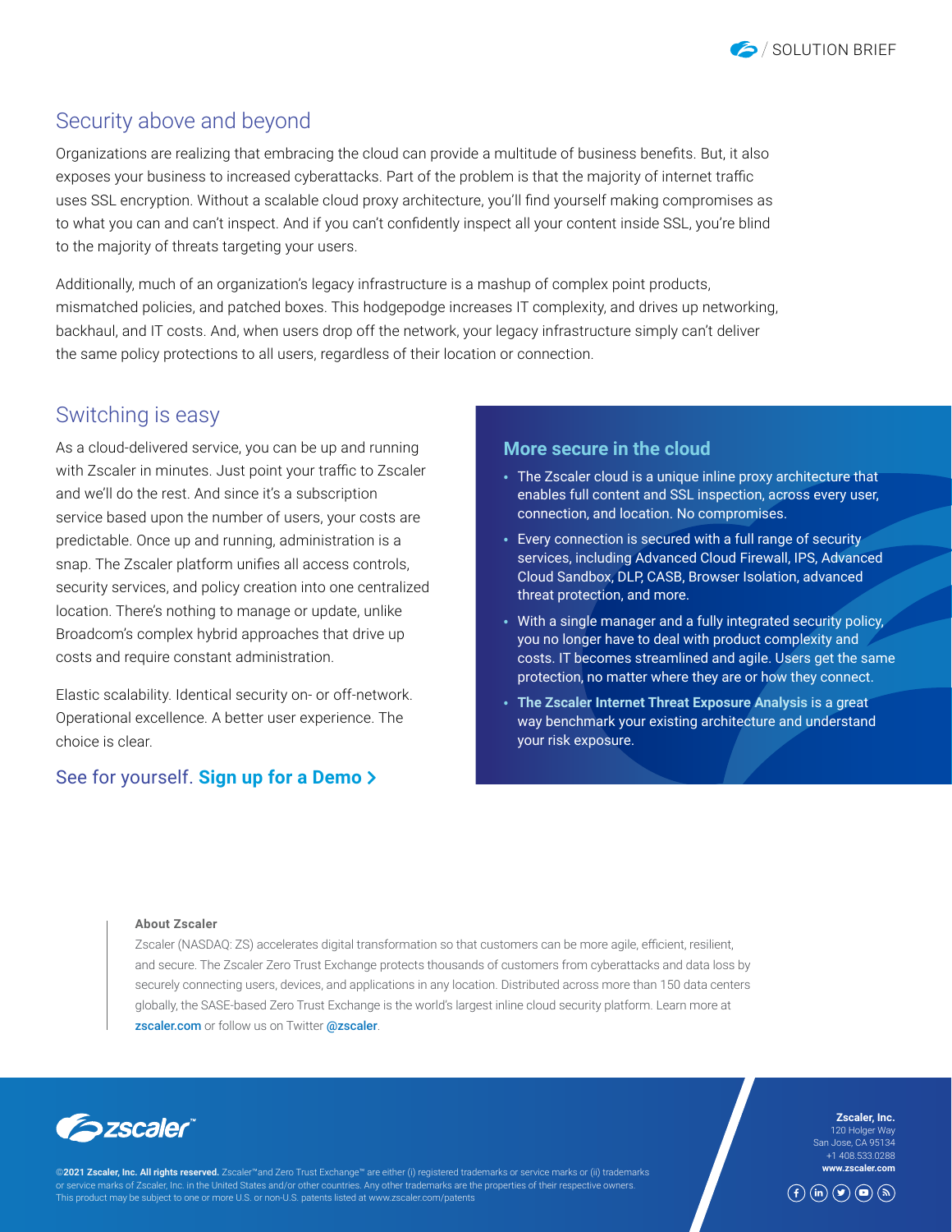## Security above and beyond

Organizations are realizing that embracing the cloud can provide a multitude of business benefits. But, it also exposes your business to increased cyberattacks. Part of the problem is that the majority of internet traffic uses SSL encryption. Without a scalable cloud proxy architecture, you'll find yourself making compromises as to what you can and can't inspect. And if you can't confidently inspect all your content inside SSL, you're blind to the majority of threats targeting your users.

Additionally, much of an organization's legacy infrastructure is a mashup of complex point products, mismatched policies, and patched boxes. This hodgepodge increases IT complexity, and drives up networking, backhaul, and IT costs. And, when users drop off the network, your legacy infrastructure simply can't deliver the same policy protections to all users, regardless of their location or connection.

## Switching is easy

As a cloud-delivered service, you can be up and running with Zscaler in minutes. Just point your traffic to Zscaler and we'll do the rest. And since it's a subscription service based upon the number of users, your costs are predictable. Once up and running, administration is a snap. The Zscaler platform unifies all access controls, security services, and policy creation into one centralized location. There's nothing to manage or update, unlike Broadcom's complex hybrid approaches that drive up costs and require constant administration.

Elastic scalability. Identical security on- or off-network. Operational excellence. A better user experience. The choice is clear.

See for yourself. **Sign up for a Demo >**

### More secure in the cloud

- The Zscaler cloud is a unique inline proxy architecture that enables full content and SSL inspection, across every user, connection, and location. No compromises.
- Every connection is secured with a full range of security services, including Advanced Cloud Firewall, IPS, Advanced Cloud Sandbox, DLP, CASB, Browser Isolation, advanced threat protection, and more.
- With a single manager and a fully integrated security policy, you no longer have to deal with product complexity and costs. IT becomes streamlined and agile. Users get the same protection, no matter where they are or how they connect.
- **The Zscaler Internet Threat Exposure Analysis** is a great way benchmark your existing architecture and understand your risk exposure.

**About Zscaler**

Zscaler (NASDAQ: ZS) accelerates digital transformation so that customers can be more agile, efficient, resilient, and secure. The Zscaler Zero Trust Exchange protects thousands of customers from cyberattacks and data loss by securely connecting users, devices, and applications in any location. Distributed across more than 150 data centers globally, the SASE-based Zero Trust Exchange is the world's largest inline cloud security platform. Learn more at zscaler.com or follow us on Twitter @zscaler.

**©2021 Zscaler, Inc. All rights reserved.** Zscaler™and Zero Trust Exchange™ are either (i) registered trademarks or service marks or (ii) trademarks or service marks of Zscaler, Inc. in the United States and/or other countries. Any other trademarks are the properties of their respective owners. This product may be subject to one or more U.S. or non-U.S. patents listed at www.zscaler.com/patents

**Zscaler, Inc.**
120 Holger Way
San Jose, CA 95134
+1 408.533.0288
**www.zscaler.com**